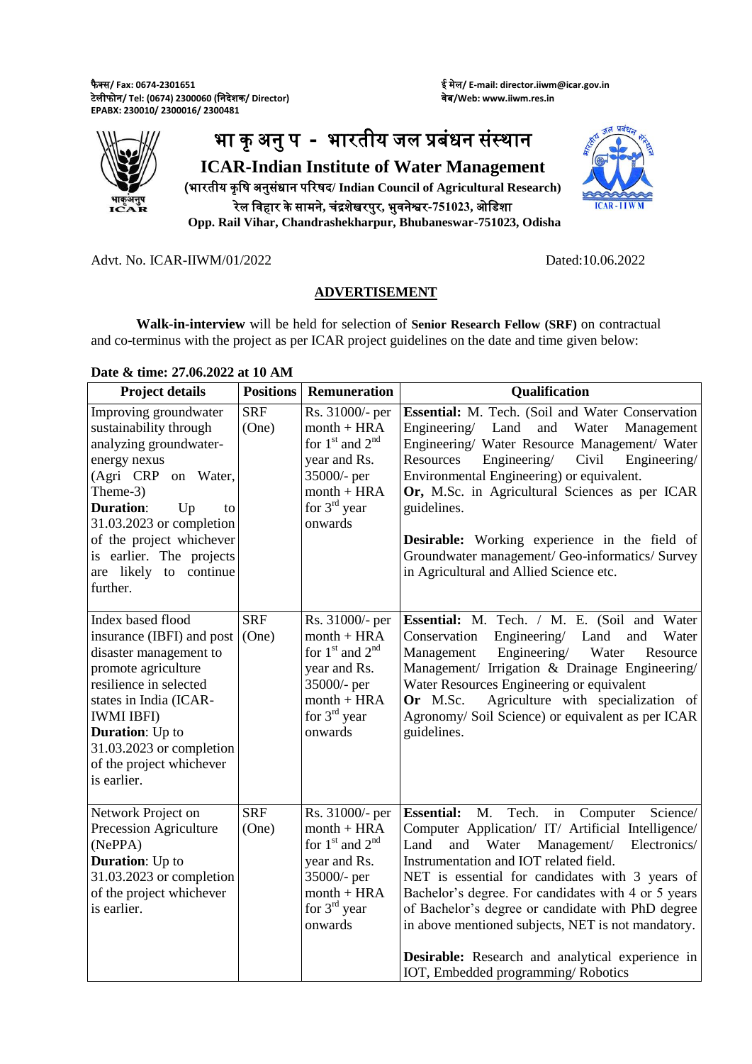फैक्स/ Fax: 0674-2301651
टेलीफोन/ Tel: (0674) 2300060 (निदेशक/ Director)
EPABX: 230010/ 2300016/ 2300481

ई मेल/ E-mail: director.iiwm@icar.gov.in
वेब/Web: www.iiwm.res.in

# भा कृ अनु प - भारतीय जल प्रबंधन संस्थान

## ICAR-Indian Institute of Water Management

**(भारतीय कृषि अनुसंधान परिषद/ Indian Council of Agricultural Research)**

**रेल विहार के सामने, चंद्रशेखरपुर, भुवनेश्वर-751023, ओडिशा**

**Opp. Rail Vihar, Chandrashekharpur, Bhubaneswar-751023, Odisha**

Advt. No. ICAR-IIWM/01/2022

Dated:10.06.2022

## ADVERTISEMENT

**Walk-in-interview** will be held for selection of **Senior Research Fellow (SRF)** on contractual and co-terminus with the project as per ICAR project guidelines on the date and time given below:

**Date & time: 27.06.2022 at 10 AM**

| Project details | Positions | Remuneration | Qualification |
|---|---|---|---|
| Improving groundwater sustainability through analyzing groundwater-energy nexus (Agri CRP on Water, Theme-3)<br>**Duration**: Up to 31.03.2023 or completion of the project whichever is earlier. The projects are likely to continue further. | SRF (One) | Rs. 31000/- per month + HRA for 1st and 2nd year and Rs. 35000/- per month + HRA for 3rd year onwards | **Essential:** M. Tech. (Soil and Water Conservation Engineering/ Land and Water Management Engineering/ Water Resource Management/ Water Resources Engineering/ Civil Engineering/ Environmental Engineering) or equivalent.<br>**Or,** M.Sc. in Agricultural Sciences as per ICAR guidelines.<br><br>**Desirable:** Working experience in the field of Groundwater management/ Geo-informatics/ Survey in Agricultural and Allied Science etc. |
| Index based flood insurance (IBFI) and post disaster management to promote agriculture resilience in selected states in India (ICAR-IWMI IBFI)<br>**Duration**: Up to 31.03.2023 or completion of the project whichever is earlier. | SRF (One) | Rs. 31000/- per month + HRA for 1st and 2nd year and Rs. 35000/- per month + HRA for 3rd year onwards | **Essential:** M. Tech. / M. E. (Soil and Water Conservation Engineering/ Land and Water Management Engineering/ Water Resource Management/ Irrigation & Drainage Engineering/ Water Resources Engineering or equivalent<br>**Or** M.Sc. Agriculture with specialization of Agronomy/ Soil Science) or equivalent as per ICAR guidelines. |
| Network Project on Precession Agriculture (NePPA)<br>**Duration**: Up to 31.03.2023 or completion of the project whichever is earlier. | SRF (One) | Rs. 31000/- per month + HRA for 1st and 2nd year and Rs. 35000/- per month + HRA for 3rd year onwards | **Essential:** M. Tech. in Computer Science/ Computer Application/ IT/ Artificial Intelligence/ Land and Water Management/ Electronics/ Instrumentation and IOT related field.<br>NET is essential for candidates with 3 years of Bachelor's degree. For candidates with 4 or 5 years of Bachelor's degree or candidate with PhD degree in above mentioned subjects, NET is not mandatory.<br><br>**Desirable:** Research and analytical experience in IOT, Embedded programming/ Robotics |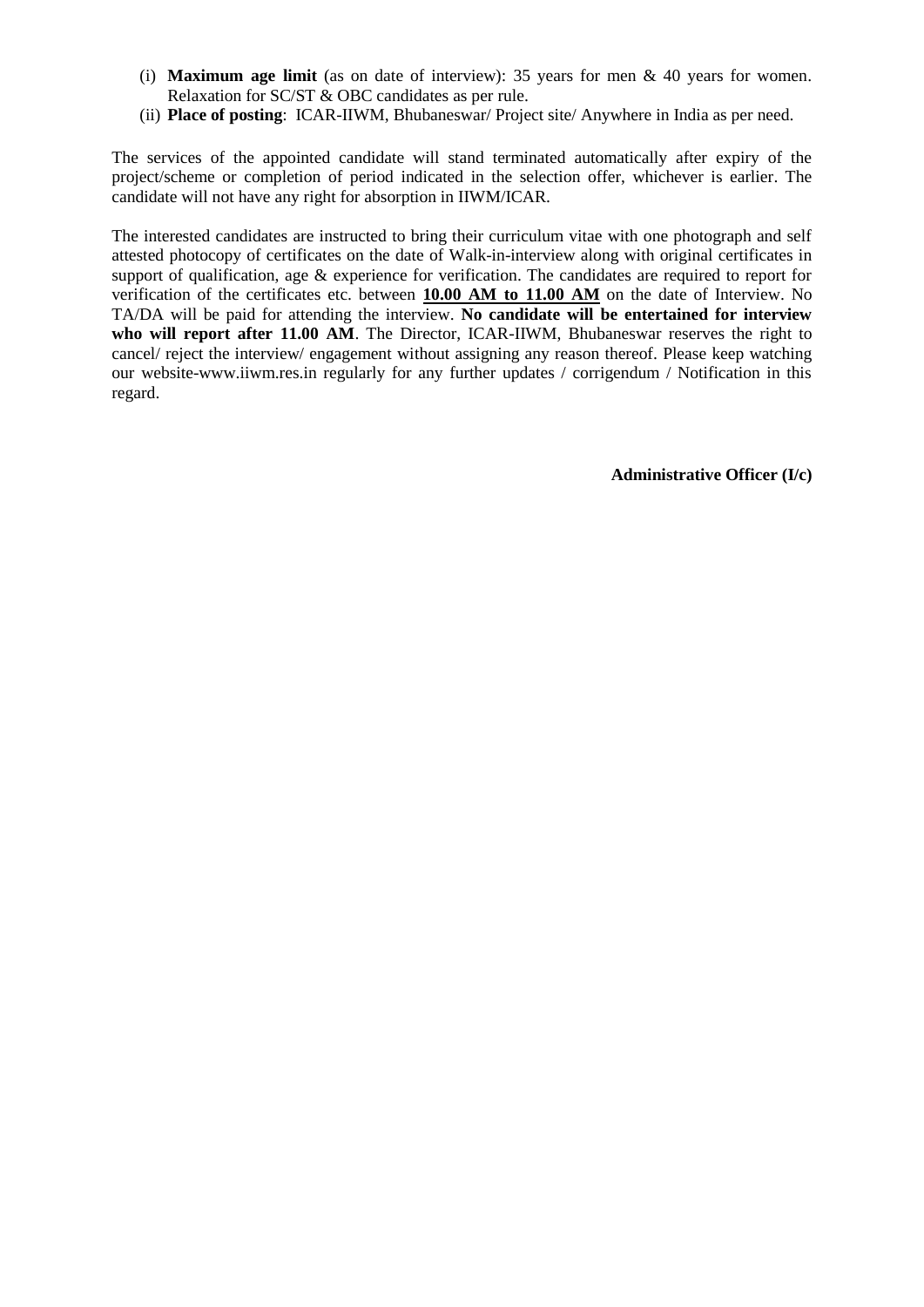(i) **Maximum age limit** (as on date of interview): 35 years for men & 40 years for women. Relaxation for SC/ST & OBC candidates as per rule.

(ii) **Place of posting**: ICAR-IIWM, Bhubaneswar/ Project site/ Anywhere in India as per need.

The services of the appointed candidate will stand terminated automatically after expiry of the project/scheme or completion of period indicated in the selection offer, whichever is earlier. The candidate will not have any right for absorption in IIWM/ICAR.

The interested candidates are instructed to bring their curriculum vitae with one photograph and self attested photocopy of certificates on the date of Walk-in-interview along with original certificates in support of qualification, age & experience for verification. The candidates are required to report for verification of the certificates etc. between **10.00 AM to 11.00 AM** on the date of Interview. No TA/DA will be paid for attending the interview. **No candidate will be entertained for interview who will report after 11.00 AM**. The Director, ICAR-IIWM, Bhubaneswar reserves the right to cancel/ reject the interview/ engagement without assigning any reason thereof. Please keep watching our website-www.iiwm.res.in regularly for any further updates / corrigendum / Notification in this regard.

**Administrative Officer (I/c)**